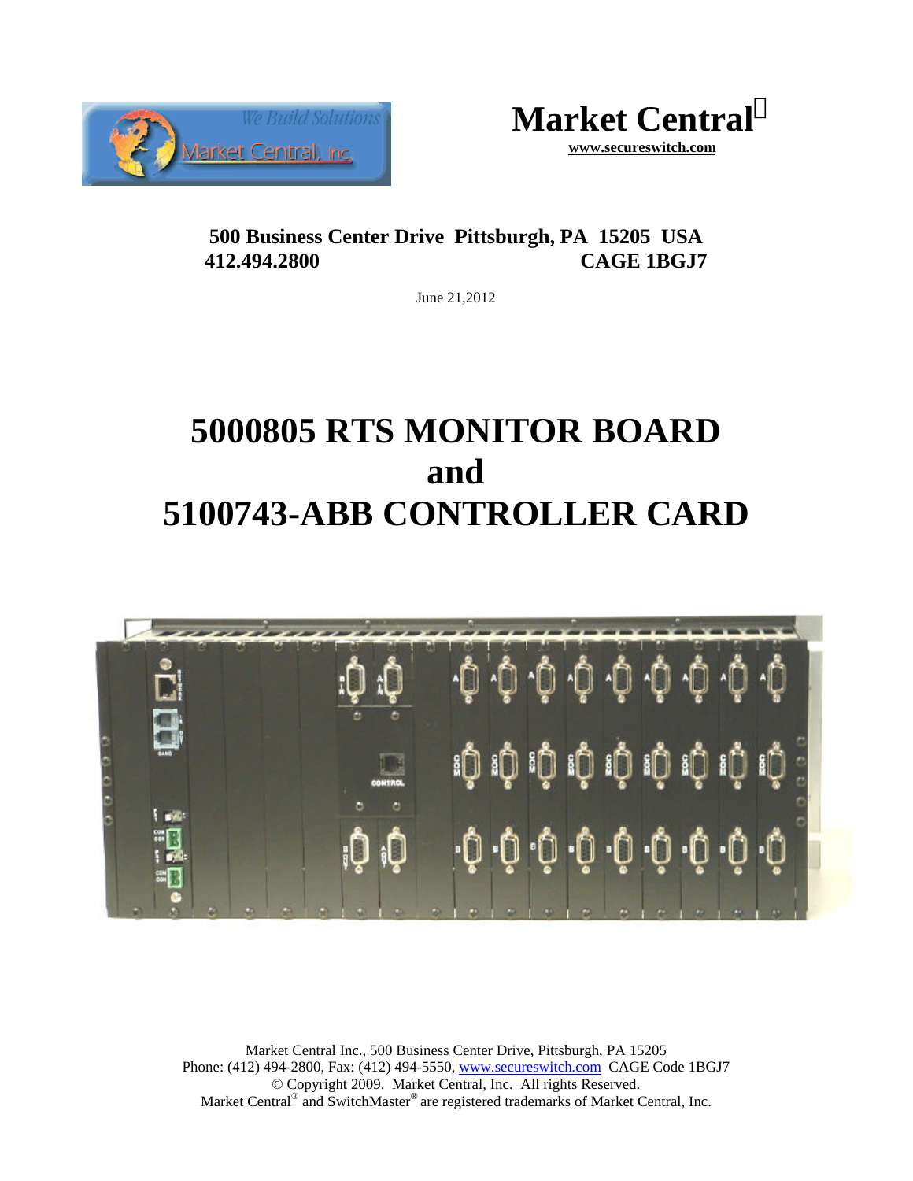Market Central
www.secureswitch.com

**500 Business Center Drive Pittsburgh, PA 15205 USA**
**412.494.2800 CAGE 1BGJ7**

June 21,2012

# 5000805 RTS MONITOR BOARD and 5100743-ABB CONTROLLER CARD

Market Central Inc., 500 Business Center Drive, Pittsburgh, PA 15205
Phone: (412) 494-2800, Fax: (412) 494-5550, www.secureswitch.com CAGE Code 1BGJ7
© Copyright 2009. Market Central, Inc. All rights Reserved.
Market Central® and SwitchMaster® are registered trademarks of Market Central, Inc.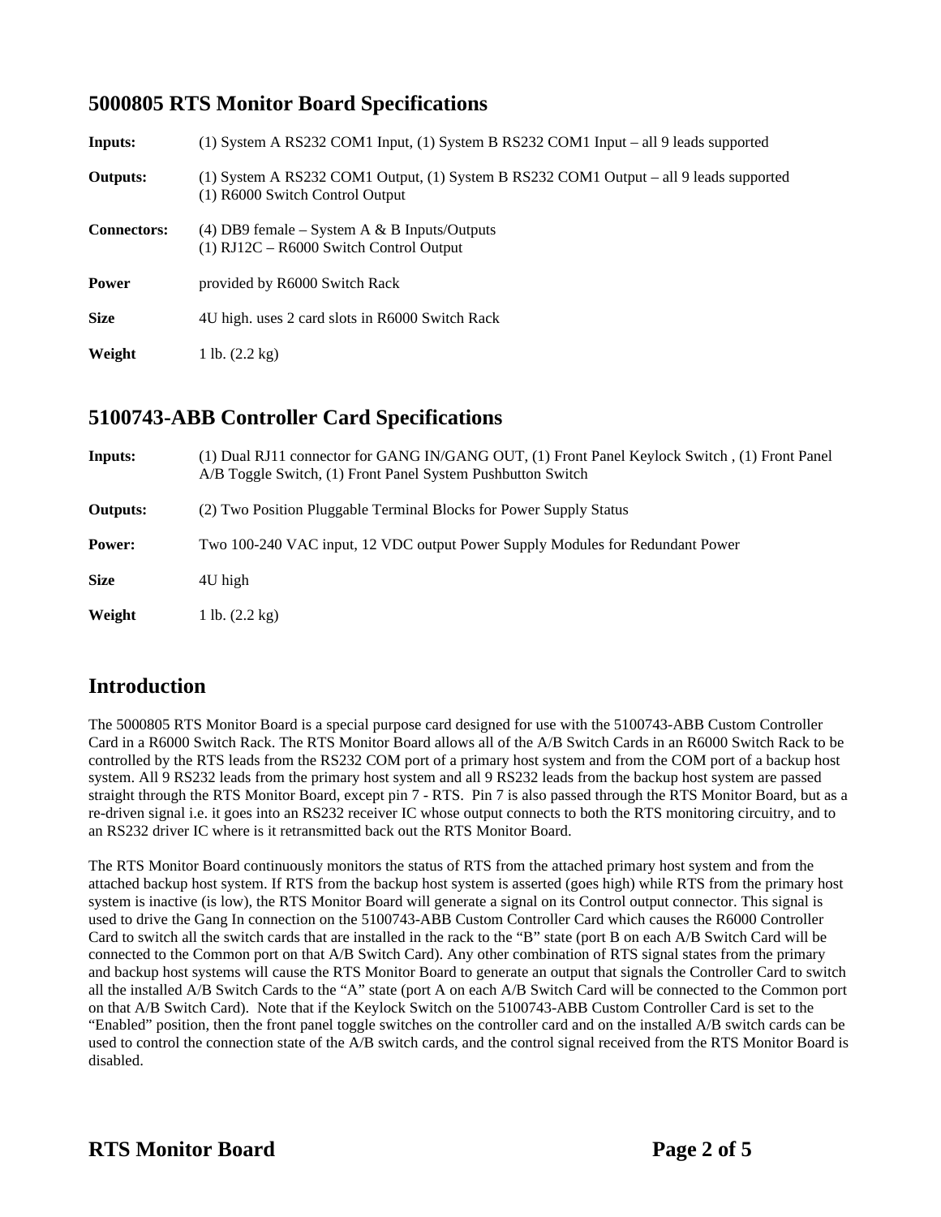## 5000805 RTS Monitor Board Specifications

| | |
|---|---|
| **Inputs:** | (1) System A RS232 COM1 Input, (1) System B RS232 COM1 Input – all 9 leads supported |
| **Outputs:** | (1) System A RS232 COM1 Output, (1) System B RS232 COM1 Output – all 9 leads supported<br>(1) R6000 Switch Control Output |
| **Connectors:** | (4) DB9 female – System A & B Inputs/Outputs<br>(1) RJ12C – R6000 Switch Control Output |
| **Power** | provided by R6000 Switch Rack |
| **Size** | 4U high. uses 2 card slots in R6000 Switch Rack |
| **Weight** | 1 lb. (2.2 kg) |

## 5100743-ABB Controller Card Specifications

| | |
|---|---|
| **Inputs:** | (1) Dual RJ11 connector for GANG IN/GANG OUT, (1) Front Panel Keylock Switch , (1) Front Panel A/B Toggle Switch, (1) Front Panel System Pushbutton Switch |
| **Outputs:** | (2) Two Position Pluggable Terminal Blocks for Power Supply Status |
| **Power:** | Two 100-240 VAC input, 12 VDC output Power Supply Modules for Redundant Power |
| **Size** | 4U high |
| **Weight** | 1 lb. (2.2 kg) |

## Introduction

The 5000805 RTS Monitor Board is a special purpose card designed for use with the 5100743-ABB Custom Controller Card in a R6000 Switch Rack. The RTS Monitor Board allows all of the A/B Switch Cards in an R6000 Switch Rack to be controlled by the RTS leads from the RS232 COM port of a primary host system and from the COM port of a backup host system. All 9 RS232 leads from the primary host system and all 9 RS232 leads from the backup host system are passed straight through the RTS Monitor Board, except pin 7 - RTS. Pin 7 is also passed through the RTS Monitor Board, but as a re-driven signal i.e. it goes into an RS232 receiver IC whose output connects to both the RTS monitoring circuitry, and to an RS232 driver IC where is it retransmitted back out the RTS Monitor Board.

The RTS Monitor Board continuously monitors the status of RTS from the attached primary host system and from the attached backup host system. If RTS from the backup host system is asserted (goes high) while RTS from the primary host system is inactive (is low), the RTS Monitor Board will generate a signal on its Control output connector. This signal is used to drive the Gang In connection on the 5100743-ABB Custom Controller Card which causes the R6000 Controller Card to switch all the switch cards that are installed in the rack to the "B" state (port B on each A/B Switch Card will be connected to the Common port on that A/B Switch Card). Any other combination of RTS signal states from the primary and backup host systems will cause the RTS Monitor Board to generate an output that signals the Controller Card to switch all the installed A/B Switch Cards to the "A" state (port A on each A/B Switch Card will be connected to the Common port on that A/B Switch Card). Note that if the Keylock Switch on the 5100743-ABB Custom Controller Card is set to the "Enabled" position, then the front panel toggle switches on the controller card and on the installed A/B switch cards can be used to control the connection state of the A/B switch cards, and the control signal received from the RTS Monitor Board is disabled.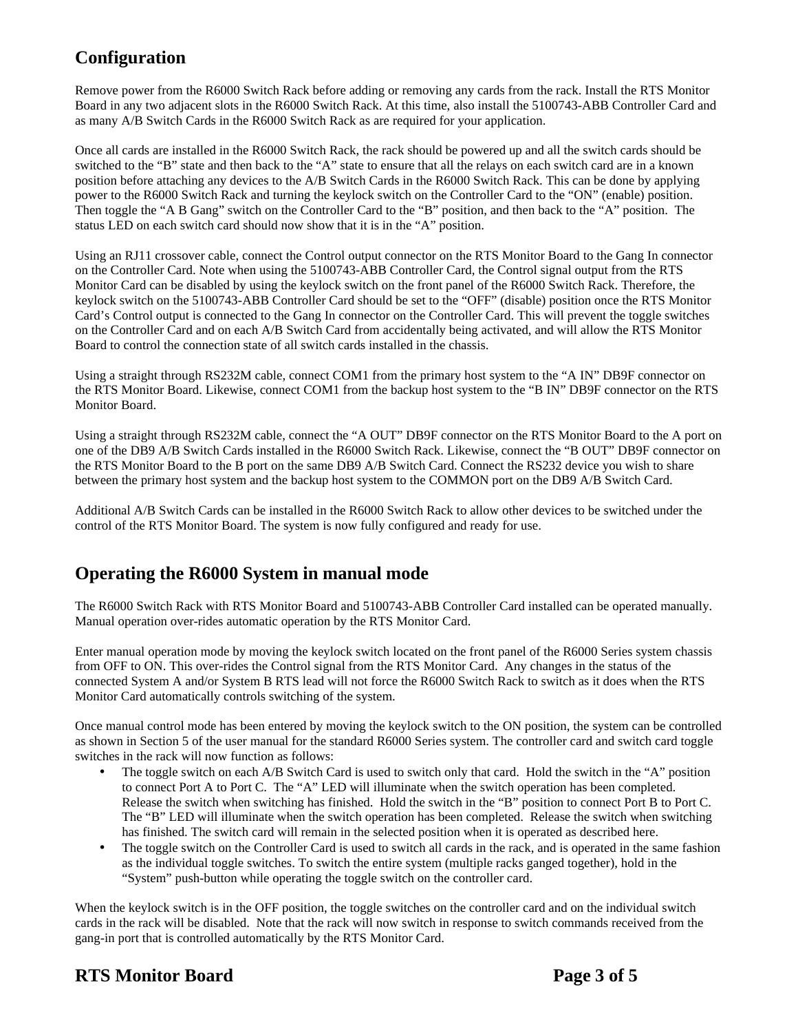## Configuration

Remove power from the R6000 Switch Rack before adding or removing any cards from the rack. Install the RTS Monitor Board in any two adjacent slots in the R6000 Switch Rack. At this time, also install the 5100743-ABB Controller Card and as many A/B Switch Cards in the R6000 Switch Rack as are required for your application.

Once all cards are installed in the R6000 Switch Rack, the rack should be powered up and all the switch cards should be switched to the "B" state and then back to the "A" state to ensure that all the relays on each switch card are in a known position before attaching any devices to the A/B Switch Cards in the R6000 Switch Rack. This can be done by applying power to the R6000 Switch Rack and turning the keylock switch on the Controller Card to the "ON" (enable) position. Then toggle the "A B Gang" switch on the Controller Card to the "B" position, and then back to the "A" position. The status LED on each switch card should now show that it is in the "A" position.

Using an RJ11 crossover cable, connect the Control output connector on the RTS Monitor Board to the Gang In connector on the Controller Card. Note when using the 5100743-ABB Controller Card, the Control signal output from the RTS Monitor Card can be disabled by using the keylock switch on the front panel of the R6000 Switch Rack. Therefore, the keylock switch on the 5100743-ABB Controller Card should be set to the "OFF" (disable) position once the RTS Monitor Card's Control output is connected to the Gang In connector on the Controller Card. This will prevent the toggle switches on the Controller Card and on each A/B Switch Card from accidentally being activated, and will allow the RTS Monitor Board to control the connection state of all switch cards installed in the chassis.

Using a straight through RS232M cable, connect COM1 from the primary host system to the "A IN" DB9F connector on the RTS Monitor Board. Likewise, connect COM1 from the backup host system to the "B IN" DB9F connector on the RTS Monitor Board.

Using a straight through RS232M cable, connect the "A OUT" DB9F connector on the RTS Monitor Board to the A port on one of the DB9 A/B Switch Cards installed in the R6000 Switch Rack. Likewise, connect the "B OUT" DB9F connector on the RTS Monitor Board to the B port on the same DB9 A/B Switch Card. Connect the RS232 device you wish to share between the primary host system and the backup host system to the COMMON port on the DB9 A/B Switch Card.

Additional A/B Switch Cards can be installed in the R6000 Switch Rack to allow other devices to be switched under the control of the RTS Monitor Board. The system is now fully configured and ready for use.

## Operating the R6000 System in manual mode

The R6000 Switch Rack with RTS Monitor Board and 5100743-ABB Controller Card installed can be operated manually. Manual operation over-rides automatic operation by the RTS Monitor Card.

Enter manual operation mode by moving the keylock switch located on the front panel of the R6000 Series system chassis from OFF to ON. This over-rides the Control signal from the RTS Monitor Card. Any changes in the status of the connected System A and/or System B RTS lead will not force the R6000 Switch Rack to switch as it does when the RTS Monitor Card automatically controls switching of the system.

Once manual control mode has been entered by moving the keylock switch to the ON position, the system can be controlled as shown in Section 5 of the user manual for the standard R6000 Series system. The controller card and switch card toggle switches in the rack will now function as follows:

- The toggle switch on each A/B Switch Card is used to switch only that card. Hold the switch in the "A" position to connect Port A to Port C. The "A" LED will illuminate when the switch operation has been completed. Release the switch when switching has finished. Hold the switch in the "B" position to connect Port B to Port C. The "B" LED will illuminate when the switch operation has been completed. Release the switch when switching has finished. The switch card will remain in the selected position when it is operated as described here.
- The toggle switch on the Controller Card is used to switch all cards in the rack, and is operated in the same fashion as the individual toggle switches. To switch the entire system (multiple racks ganged together), hold in the "System" push-button while operating the toggle switch on the controller card.

When the keylock switch is in the OFF position, the toggle switches on the controller card and on the individual switch cards in the rack will be disabled. Note that the rack will now switch in response to switch commands received from the gang-in port that is controlled automatically by the RTS Monitor Card.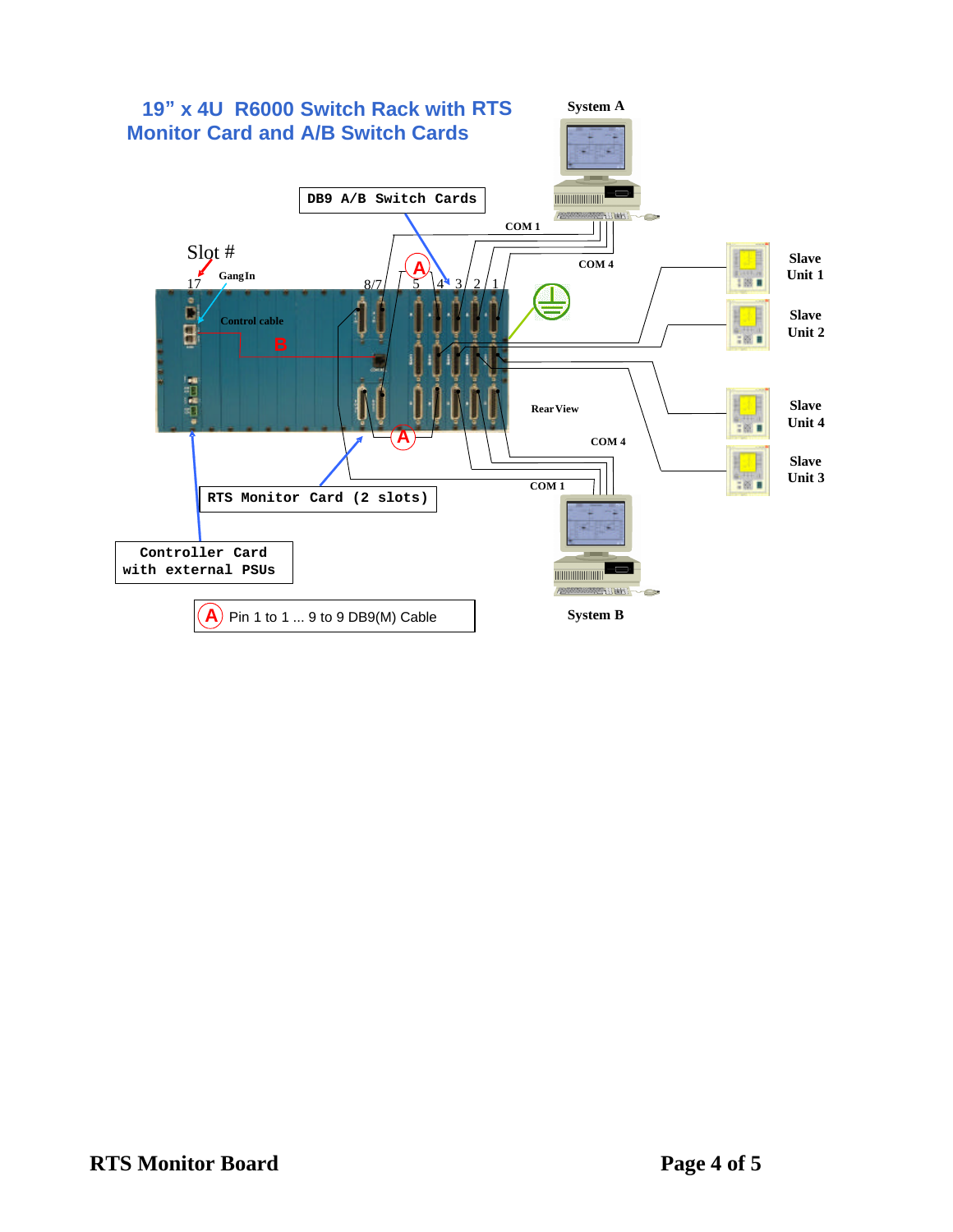# 19" x 4U R6000 Switch Rack with RTS Monitor Card and A/B Switch Cards

System A

DB9 A/B Switch Cards

COM 1

COM 4

Slot #

17

Gang In

8/7

5

4

3

2

1

Control cable

B

A

Slave Unit 1

Slave Unit 2

Rear View

Slave Unit 4

Slave Unit 3

COM 4

COM 1

RTS Monitor Card (2 slots)

Controller Card with external PSUs

Ⓐ Pin 1 to 1 ... 9 to 9 DB9(M) Cable

System B

RTS Monitor Board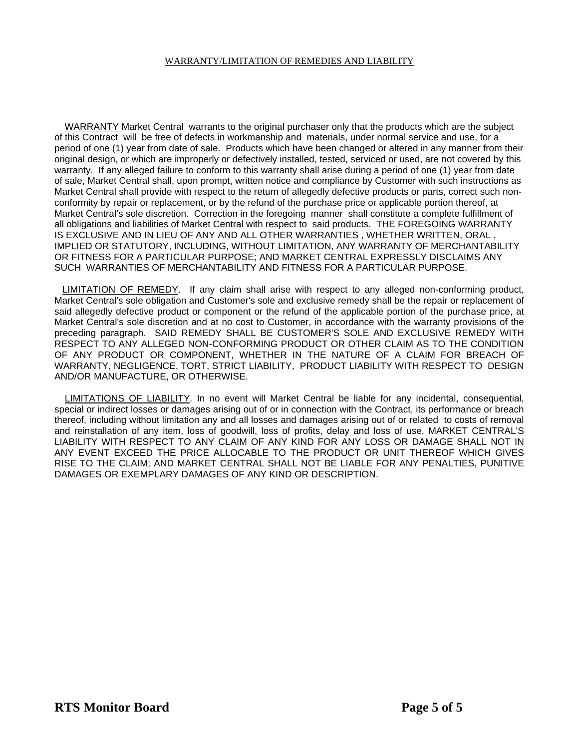## WARRANTY/LIMITATION OF REMEDIES AND LIABILITY

WARRANTY Market Central warrants to the original purchaser only that the products which are the subject of this Contract will be free of defects in workmanship and materials, under normal service and use, for a period of one (1) year from date of sale. Products which have been changed or altered in any manner from their original design, or which are improperly or defectively installed, tested, serviced or used, are not covered by this warranty. If any alleged failure to conform to this warranty shall arise during a period of one (1) year from date of sale, Market Central shall, upon prompt, written notice and compliance by Customer with such instructions as Market Central shall provide with respect to the return of allegedly defective products or parts, correct such non-conformity by repair or replacement, or by the refund of the purchase price or applicable portion thereof, at Market Central's sole discretion. Correction in the foregoing manner shall constitute a complete fulfillment of all obligations and liabilities of Market Central with respect to said products. THE FOREGOING WARRANTY IS EXCLUSIVE AND IN LIEU OF ANY AND ALL OTHER WARRANTIES , WHETHER WRITTEN, ORAL , IMPLIED OR STATUTORY, INCLUDING, WITHOUT LIMITATION, ANY WARRANTY OF MERCHANTABILITY OR FITNESS FOR A PARTICULAR PURPOSE; AND MARKET CENTRAL EXPRESSLY DISCLAIMS ANY SUCH WARRANTIES OF MERCHANTABILITY AND FITNESS FOR A PARTICULAR PURPOSE.

LIMITATION OF REMEDY. If any claim shall arise with respect to any alleged non-conforming product, Market Central's sole obligation and Customer's sole and exclusive remedy shall be the repair or replacement of said allegedly defective product or component or the refund of the applicable portion of the purchase price, at Market Central's sole discretion and at no cost to Customer, in accordance with the warranty provisions of the preceding paragraph. SAID REMEDY SHALL BE CUSTOMER'S SOLE AND EXCLUSIVE REMEDY WITH RESPECT TO ANY ALLEGED NON-CONFORMING PRODUCT OR OTHER CLAIM AS TO THE CONDITION OF ANY PRODUCT OR COMPONENT, WHETHER IN THE NATURE OF A CLAIM FOR BREACH OF WARRANTY, NEGLIGENCE, TORT, STRICT LIABILITY, PRODUCT LIABILITY WITH RESPECT TO DESIGN AND/OR MANUFACTURE, OR OTHERWISE.

LIMITATIONS OF LIABILITY. In no event will Market Central be liable for any incidental, consequential, special or indirect losses or damages arising out of or in connection with the Contract, its performance or breach thereof, including without limitation any and all losses and damages arising out of or related to costs of removal and reinstallation of any item, loss of goodwill, loss of profits, delay and loss of use. MARKET CENTRAL'S LIABILITY WITH RESPECT TO ANY CLAIM OF ANY KIND FOR ANY LOSS OR DAMAGE SHALL NOT IN ANY EVENT EXCEED THE PRICE ALLOCABLE TO THE PRODUCT OR UNIT THEREOF WHICH GIVES RISE TO THE CLAIM; AND MARKET CENTRAL SHALL NOT BE LIABLE FOR ANY PENALTIES, PUNITIVE DAMAGES OR EXEMPLARY DAMAGES OF ANY KIND OR DESCRIPTION.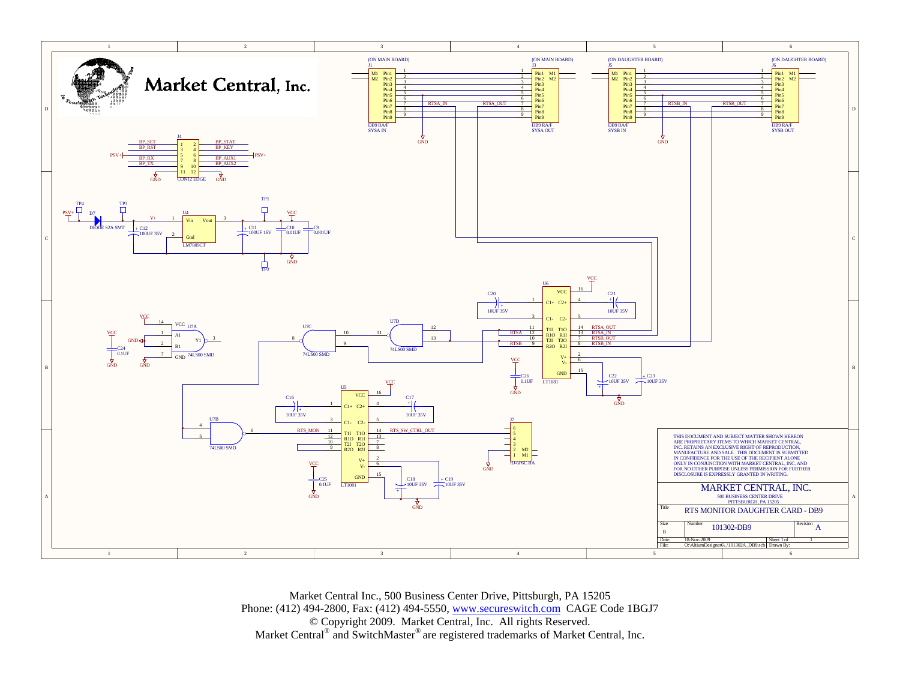Market Central, Inc.

In Touch With Technology and You

(ON MAIN BOARD) J1 DB9 RA/F SYSA IN

(ON MAIN BOARD) J3 DB9 RA/F SYSA OUT

(ON DAUGHTER BOARD) J5 DB9 RA/F SYSB IN

(ON DAUGHTER BOARD) J6 DB9 RA/F SYSB OUT

RTSA_IN RTSA_OUT RTSB_IN RTSB_OUT

GND

J4 CON12 EDGE

BP_SET BP_RST PSV+ BP_RX BP_TX GND

BP_STAT BP_KEY PSV+ BP_AUX1 BP_AUX2 GND

TP4 TP3 TP1 TP2

PSV+ D7 DIODE S2A SMT V+

U4 LM7805CT Vin Vout Gnd

C12 100UF 35V

C11 100UF 16V

C10 0.01UF

C9 0.001UF

VCC GND

U6 LT1081

C20 10UF 35V

C21 10UF 35V

RTSA_OUT RTSA_IN RTSB_OUT RTSB_IN

RTSA RTSB

C26 0.1UF

C22 10UF 35V

C23 10UF 35V

U7A 74LS00 SMD

U7B 74LS00 SMD

U7C 74LS00 SMD

U7D 74LS00 SMD

C24 0.1UF

U5 LT1081

C16 10UF 35V

C17 10UF 35V

RTS_MON RTS_SW_CTRL_OUT

C25 0.1UF

C18 10UF 35V

C19 10UF 35V

J7 RJ-6P6C RA

THIS DOCUMENT AND SUBJECT MATTER SHOWN HEREON ARE PROPRIETARY ITEMS TO WHICH MARKET CENTRAL, INC. RETAINS AN EXCLUSIVE RIGHT OF REPRODUCTION, MANUFACTURE AND SALE. THIS DOCUMENT IS SUBMITTED IN CONFIDENCE FOR THE RECIPIENT ALONE ONLY IN CONJUNCTION WITH MARKET CENTRAL, INC. AND FOR NO OTHER PURPOSE UNLESS PERMISSION FOR FURTHER DISCLOSURE IS EXPRESSLY GRANTED IN WRITING.

MARKET CENTRAL, INC.
500 BUSINESS CENTER DRIVE
PITTSBURGH, PA 15205

| | | | |
|---|---|---|---|
| Title | RTS MONITOR DAUGHTER CARD - DB9 | | |
| Size B | Number 101302-DB9 | | Revision A |
| Date: 18-Nov-2009 | | Sheet 1 of 1 | |
| File: O:\AltiumDesigner6\..\101302A_DB9.sch | | Drawn By: | |

Market Central Inc., 500 Business Center Drive, Pittsburgh, PA 15205
Phone: (412) 494-2800, Fax: (412) 494-5550, www.secureswitch.com CAGE Code 1BGJ7
© Copyright 2009. Market Central, Inc. All rights Reserved.
Market Central® and SwitchMaster® are registered trademarks of Market Central, Inc.